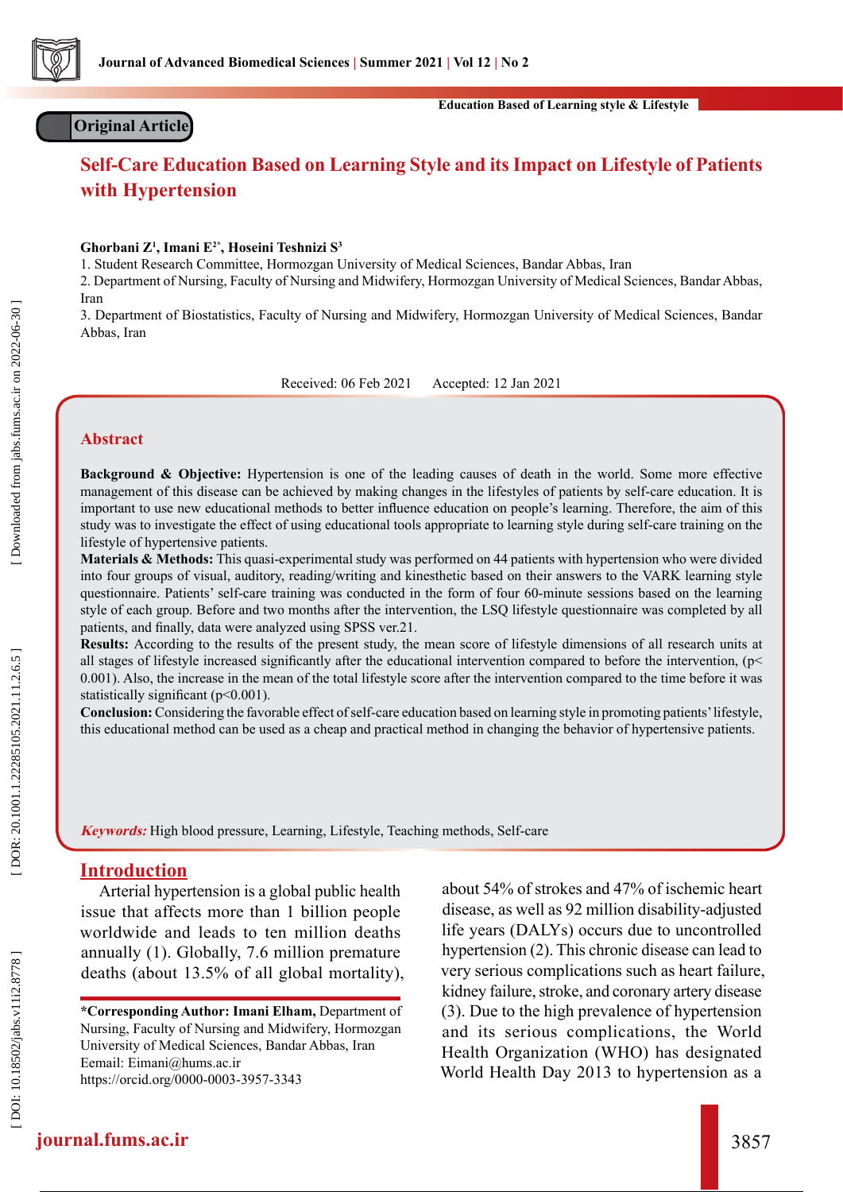Original Article

# Self-Care Education Based on Learning Style and its Impact on Lifestyle of Patients with Hypertension

**Ghorbani Z[1], Imani E[2*], Hoseini Teshnizi S[3]**

1. Student Research Committee, Hormozgan University of Medical Sciences, Bandar Abbas, Iran
2. Department of Nursing, Faculty of Nursing and Midwifery, Hormozgan University of Medical Sciences, Bandar Abbas, Iran
3. Department of Biostatistics, Faculty of Nursing and Midwifery, Hormozgan University of Medical Sciences, Bandar Abbas, Iran

Received: 06 Feb 2021 Accepted: 12 Jan 2021

## Abstract

**Background & Objective:** Hypertension is one of the leading causes of death in the world. Some more effective management of this disease can be achieved by making changes in the lifestyles of patients by self-care education. It is important to use new educational methods to better influence education on people's learning. Therefore, the aim of this study was to investigate the effect of using educational tools appropriate to learning style during self-care training on the lifestyle of hypertensive patients.

**Materials & Methods:** This quasi-experimental study was performed on 44 patients with hypertension who were divided into four groups of visual, auditory, reading/writing and kinesthetic based on their answers to the VARK learning style questionnaire. Patients' self-care training was conducted in the form of four 60-minute sessions based on the learning style of each group. Before and two months after the intervention, the LSQ lifestyle questionnaire was completed by all patients, and finally, data were analyzed using SPSS ver.21.

**Results:** According to the results of the present study, the mean score of lifestyle dimensions of all research units at all stages of lifestyle increased significantly after the educational intervention compared to before the intervention, ($p< 0.001$). Also, the increase in the mean of the total lifestyle score after the intervention compared to the time before it was statistically significant ($p<0.001$).

**Conclusion:** Considering the favorable effect of self-care education based on learning style in promoting patients' lifestyle, this educational method can be used as a cheap and practical method in changing the behavior of hypertensive patients.

***Keywords:*** High blood pressure, Learning, Lifestyle, Teaching methods, Self-care

## Introduction

Arterial hypertension is a global public health issue that affects more than 1 billion people worldwide and leads to ten million deaths annually (1). Globally, 7.6 million premature deaths (about 13.5% of all global mortality), about 54% of strokes and 47% of ischemic heart disease, as well as 92 million disability-adjusted life years (DALYs) occurs due to uncontrolled hypertension (2). This chronic disease can lead to very serious complications such as heart failure, kidney failure, stroke, and coronary artery disease (3). Due to the high prevalence of hypertension and its serious complications, the World Health Organization (WHO) has designated World Health Day 2013 to hypertension as a

**\*Corresponding Author: Imani Elham,** Department of Nursing, Faculty of Nursing and Midwifery, Hormozgan University of Medical Sciences, Bandar Abbas, Iran
Eemail: Eimani@hums.ac.ir
https://orcid.org/0000-0003-3957-3343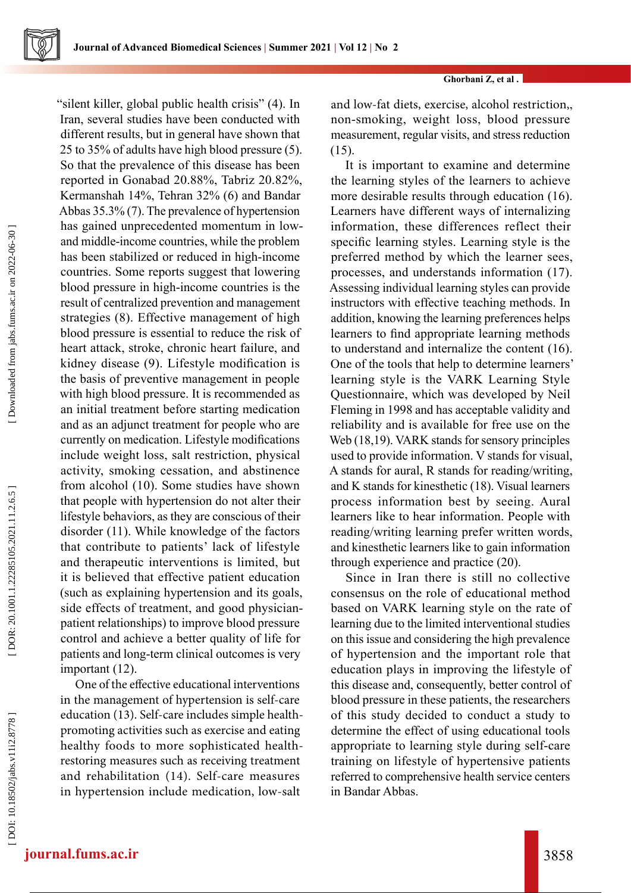"silent killer, global public health crisis" (4). In Iran, several studies have been conducted with different results, but in general have shown that 25 to 35% of adults have high blood pressure (5). So that the prevalence of this disease has been reported in Gonabad 20.88%, Tabriz 20.82%, Kermanshah 14%, Tehran 32% (6) and Bandar Abbas 35.3% (7). The prevalence of hypertension has gained unprecedented momentum in low- and middle-income countries, while the problem has been stabilized or reduced in high-income countries. Some reports suggest that lowering blood pressure in high-income countries is the result of centralized prevention and management strategies (8). Effective management of high blood pressure is essential to reduce the risk of heart attack, stroke, chronic heart failure, and kidney disease (9). Lifestyle modification is the basis of preventive management in people with high blood pressure. It is recommended as an initial treatment before starting medication and as an adjunct treatment for people who are currently on medication. Lifestyle modifications include weight loss, salt restriction, physical activity, smoking cessation, and abstinence from alcohol (10). Some studies have shown that people with hypertension do not alter their lifestyle behaviors, as they are conscious of their disorder (11). While knowledge of the factors that contribute to patients' lack of lifestyle and therapeutic interventions is limited, but it is believed that effective patient education (such as explaining hypertension and its goals, side effects of treatment, and good physician-patient relationships) to improve blood pressure control and achieve a better quality of life for patients and long-term clinical outcomes is very important (12).

One of the effective educational interventions in the management of hypertension is self-care education (13). Self-care includes simple health-promoting activities such as exercise and eating healthy foods to more sophisticated health-restoring measures such as receiving treatment and rehabilitation (14). Self-care measures in hypertension include medication, low-salt and low-fat diets, exercise, alcohol restriction,, non-smoking, weight loss, blood pressure measurement, regular visits, and stress reduction (15).

It is important to examine and determine the learning styles of the learners to achieve more desirable results through education (16). Learners have different ways of internalizing information, these differences reflect their specific learning styles. Learning style is the preferred method by which the learner sees, processes, and understands information (17). Assessing individual learning styles can provide instructors with effective teaching methods. In addition, knowing the learning preferences helps learners to find appropriate learning methods to understand and internalize the content (16). One of the tools that help to determine learners' learning style is the VARK Learning Style Questionnaire, which was developed by Neil Fleming in 1998 and has acceptable validity and reliability and is available for free use on the Web (18,19). VARK stands for sensory principles used to provide information. V stands for visual, A stands for aural, R stands for reading/writing, and K stands for kinesthetic (18). Visual learners process information best by seeing. Aural learners like to hear information. People with reading/writing learning prefer written words, and kinesthetic learners like to gain information through experience and practice (20).

Since in Iran there is still no collective consensus on the role of educational method based on VARK learning style on the rate of learning due to the limited interventional studies on this issue and considering the high prevalence of hypertension and the important role that education plays in improving the lifestyle of this disease and, consequently, better control of blood pressure in these patients, the researchers of this study decided to conduct a study to determine the effect of using educational tools appropriate to learning style during self-care training on lifestyle of hypertensive patients referred to comprehensive health service centers in Bandar Abbas.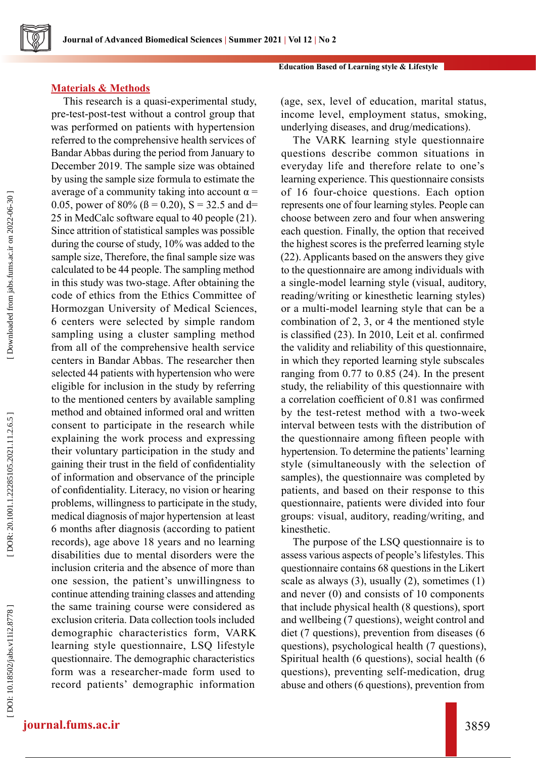## Materials & Methods

This research is a quasi-experimental study, pre-test-post-test without a control group that was performed on patients with hypertension referred to the comprehensive health services of Bandar Abbas during the period from January to December 2019. The sample size was obtained by using the sample size formula to estimate the average of a community taking into account $\alpha = 0.05$, power of 80% ($\beta = 0.20$), $S = 32.5$ and $d = 25$ in MedCalc software equal to 40 people (21). Since attrition of statistical samples was possible during the course of study, 10% was added to the sample size, Therefore, the final sample size was calculated to be 44 people. The sampling method in this study was two-stage. After obtaining the code of ethics from the Ethics Committee of Hormozgan University of Medical Sciences, 6 centers were selected by simple random sampling using a cluster sampling method from all of the comprehensive health service centers in Bandar Abbas. The researcher then selected 44 patients with hypertension who were eligible for inclusion in the study by referring to the mentioned centers by available sampling method and obtained informed oral and written consent to participate in the research while explaining the work process and expressing their voluntary participation in the study and gaining their trust in the field of confidentiality of information and observance of the principle of confidentiality. Literacy, no vision or hearing problems, willingness to participate in the study, medical diagnosis of major hypertension at least 6 months after diagnosis (according to patient records), age above 18 years and no learning disabilities due to mental disorders were the inclusion criteria and the absence of more than one session, the patient's unwillingness to continue attending training classes and attending the same training course were considered as exclusion criteria. Data collection tools included demographic characteristics form, VARK learning style questionnaire, LSQ lifestyle questionnaire. The demographic characteristics form was a researcher-made form used to record patients' demographic information (age, sex, level of education, marital status, income level, employment status, smoking, underlying diseases, and drug/medications).

The VARK learning style questionnaire questions describe common situations in everyday life and therefore relate to one's learning experience. This questionnaire consists of 16 four-choice questions. Each option represents one of four learning styles. People can choose between zero and four when answering each question. Finally, the option that received the highest scores is the preferred learning style (22). Applicants based on the answers they give to the questionnaire are among individuals with a single-model learning style (visual, auditory, reading/writing or kinesthetic learning styles) or a multi-model learning style that can be a combination of 2, 3, or 4 the mentioned style is classified (23). In 2010, Leit et al. confirmed the validity and reliability of this questionnaire, in which they reported learning style subscales ranging from 0.77 to 0.85 (24). In the present study, the reliability of this questionnaire with a correlation coefficient of 0.81 was confirmed by the test-retest method with a two-week interval between tests with the distribution of the questionnaire among fifteen people with hypertension. To determine the patients' learning style (simultaneously with the selection of samples), the questionnaire was completed by patients, and based on their response to this questionnaire, patients were divided into four groups: visual, auditory, reading/writing, and kinesthetic.

The purpose of the LSQ questionnaire is to assess various aspects of people's lifestyles. This questionnaire contains 68 questions in the Likert scale as always (3), usually (2), sometimes (1) and never (0) and consists of 10 components that include physical health (8 questions), sport and wellbeing (7 questions), weight control and diet (7 questions), prevention from diseases (6 questions), psychological health (7 questions), Spiritual health (6 questions), social health (6 questions), preventing self-medication, drug abuse and others (6 questions), prevention from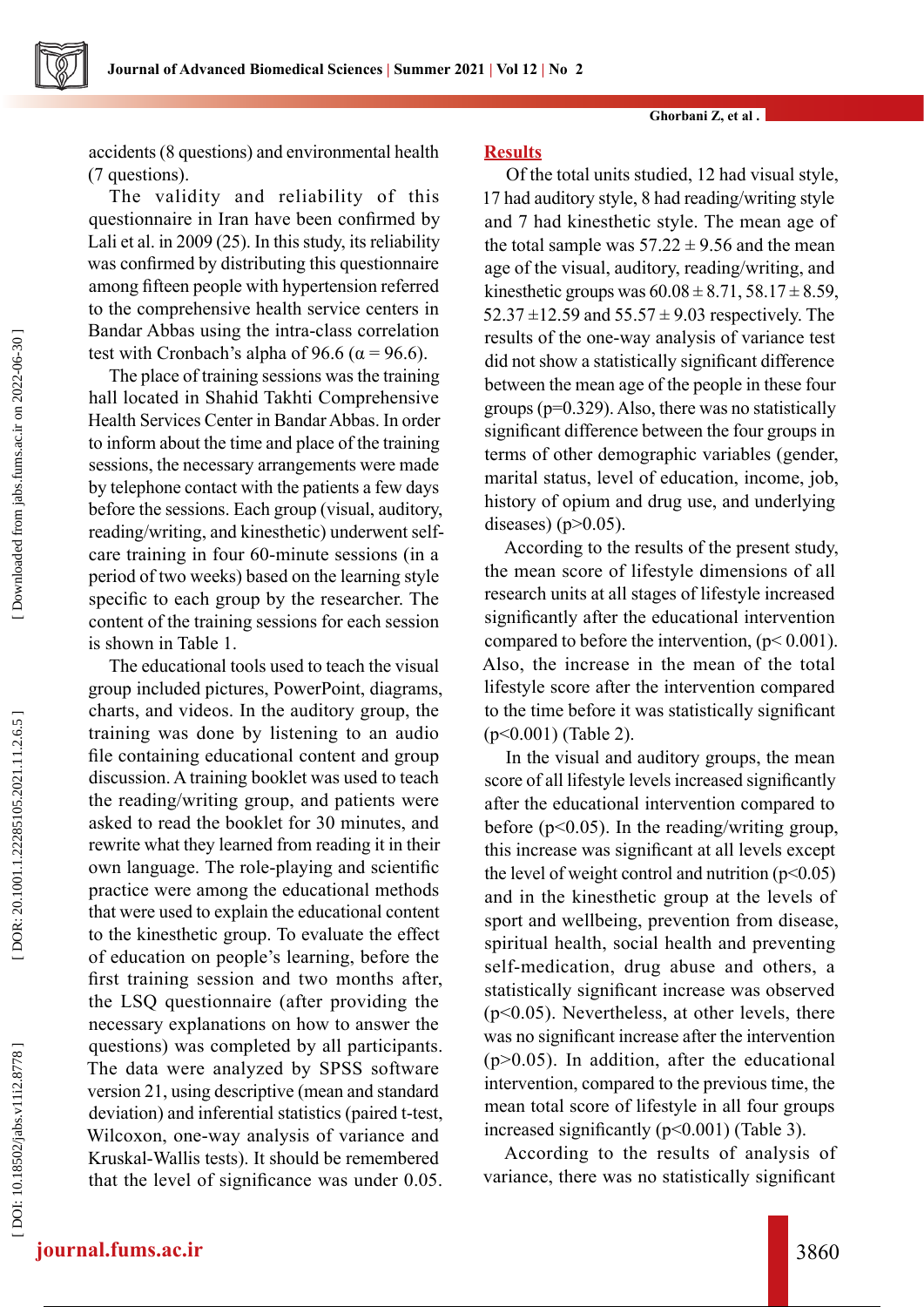accidents (8 questions) and environmental health (7 questions).

The validity and reliability of this questionnaire in Iran have been confirmed by Lali et al. in 2009 (25). In this study, its reliability was confirmed by distributing this questionnaire among fifteen people with hypertension referred to the comprehensive health service centers in Bandar Abbas using the intra-class correlation test with Cronbach's alpha of 96.6 ($\alpha = 96.6$).

The place of training sessions was the training hall located in Shahid Takhti Comprehensive Health Services Center in Bandar Abbas. In order to inform about the time and place of the training sessions, the necessary arrangements were made by telephone contact with the patients a few days before the sessions. Each group (visual, auditory, reading/writing, and kinesthetic) underwent self-care training in four 60-minute sessions (in a period of two weeks) based on the learning style specific to each group by the researcher. The content of the training sessions for each session is shown in Table 1.

The educational tools used to teach the visual group included pictures, PowerPoint, diagrams, charts, and videos. In the auditory group, the training was done by listening to an audio file containing educational content and group discussion. A training booklet was used to teach the reading/writing group, and patients were asked to read the booklet for 30 minutes, and rewrite what they learned from reading it in their own language. The role-playing and scientific practice were among the educational methods that were used to explain the educational content to the kinesthetic group. To evaluate the effect of education on people's learning, before the first training session and two months after, the LSQ questionnaire (after providing the necessary explanations on how to answer the questions) was completed by all participants. The data were analyzed by SPSS software version 21, using descriptive (mean and standard deviation) and inferential statistics (paired t-test, Wilcoxon, one-way analysis of variance and Kruskal-Wallis tests). It should be remembered that the level of significance was under 0.05.

## Results

Of the total units studied, 12 had visual style, 17 had auditory style, 8 had reading/writing style and 7 had kinesthetic style. The mean age of the total sample was $57.22 \pm 9.56$ and the mean age of the visual, auditory, reading/writing, and kinesthetic groups was $60.08 \pm 8.71$, $58.17 \pm 8.59$, $52.37 \pm 12.59$ and $55.57 \pm 9.03$ respectively. The results of the one-way analysis of variance test did not show a statistically significant difference between the mean age of the people in these four groups ($p=0.329$). Also, there was no statistically significant difference between the four groups in terms of other demographic variables (gender, marital status, level of education, income, job, history of opium and drug use, and underlying diseases) ($p>0.05$).

According to the results of the present study, the mean score of lifestyle dimensions of all research units at all stages of lifestyle increased significantly after the educational intervention compared to before the intervention, ($p< 0.001$). Also, the increase in the mean of the total lifestyle score after the intervention compared to the time before it was statistically significant ($p<0.001$) (Table 2).

In the visual and auditory groups, the mean score of all lifestyle levels increased significantly after the educational intervention compared to before ($p<0.05$). In the reading/writing group, this increase was significant at all levels except the level of weight control and nutrition ($p<0.05$) and in the kinesthetic group at the levels of sport and wellbeing, prevention from disease, spiritual health, social health and preventing self-medication, drug abuse and others, a statistically significant increase was observed ($p<0.05$). Nevertheless, at other levels, there was no significant increase after the intervention ($p>0.05$). In addition, after the educational intervention, compared to the previous time, the mean total score of lifestyle in all four groups increased significantly ($p<0.001$) (Table 3).

According to the results of analysis of variance, there was no statistically significant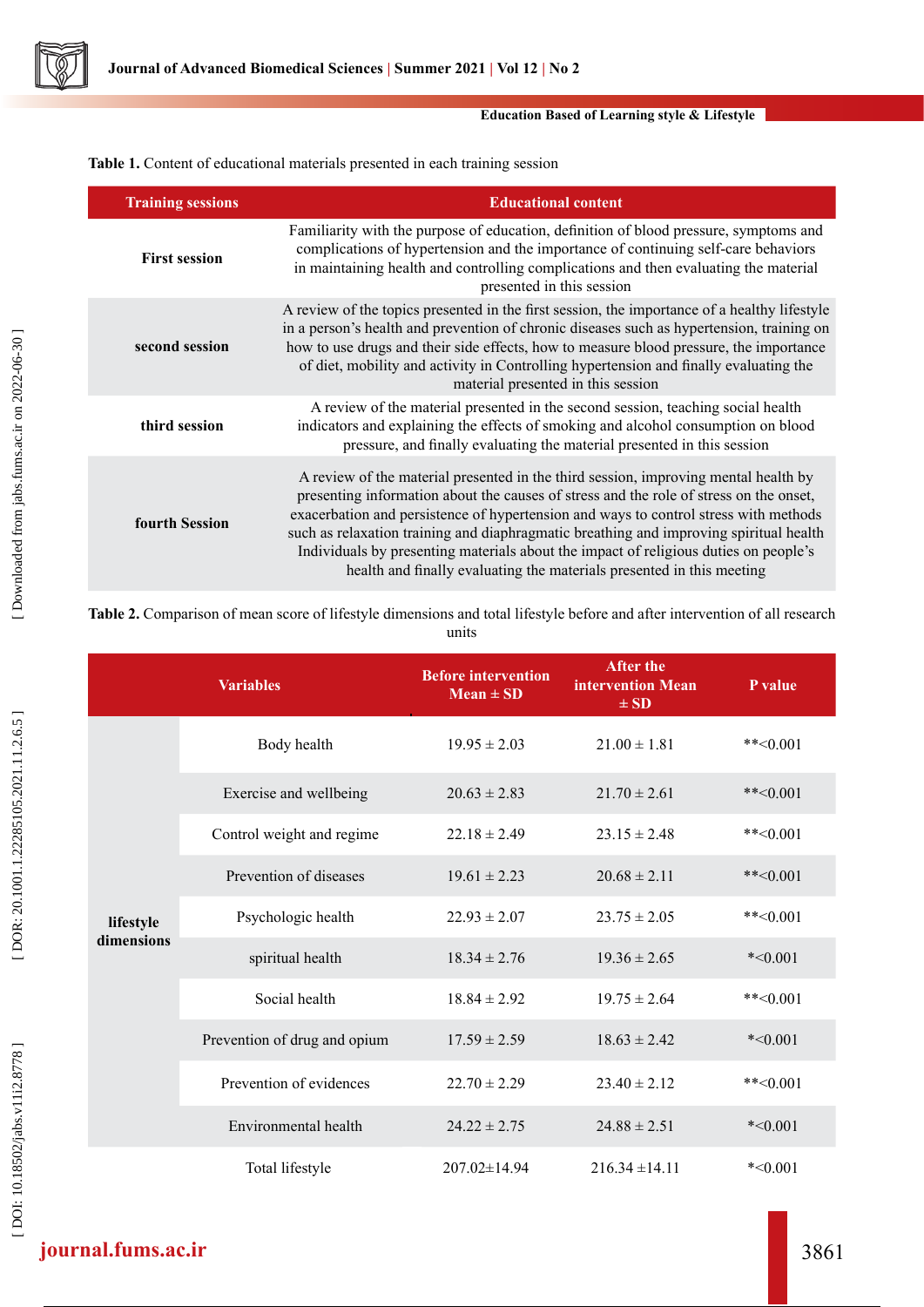**Table 1.** Content of educational materials presented in each training session

| Training sessions | Educational content |
|---|---|
| **First session** | Familiarity with the purpose of education, definition of blood pressure, symptoms and complications of hypertension and the importance of continuing self-care behaviors in maintaining health and controlling complications and then evaluating the material presented in this session |
| **second session** | A review of the topics presented in the first session, the importance of a healthy lifestyle in a person's health and prevention of chronic diseases such as hypertension, training on how to use drugs and their side effects, how to measure blood pressure, the importance of diet, mobility and activity in Controlling hypertension and finally evaluating the material presented in this session |
| **third session** | A review of the material presented in the second session, teaching social health indicators and explaining the effects of smoking and alcohol consumption on blood pressure, and finally evaluating the material presented in this session |
| **fourth Session** | A review of the material presented in the third session, improving mental health by presenting information about the causes of stress and the role of stress on the onset, exacerbation and persistence of hypertension and ways to control stress with methods such as relaxation training and diaphragmatic breathing and improving spiritual health Individuals by presenting materials about the impact of religious duties on people's health and finally evaluating the materials presented in this meeting |

**Table 2.** Comparison of mean score of lifestyle dimensions and total lifestyle before and after intervention of all research units

| Variables | | Before intervention Mean ± SD | After the intervention Mean ± SD | P value |
|---|---|---|---|---|
| **lifestyle dimensions** | Body health | 19.95 ± 2.03 | 21.00 ± 1.81 | **<0.001 |
| | Exercise and wellbeing | 20.63 ± 2.83 | 21.70 ± 2.61 | **<0.001 |
| | Control weight and regime | 22.18 ± 2.49 | 23.15 ± 2.48 | **<0.001 |
| | Prevention of diseases | 19.61 ± 2.23 | 20.68 ± 2.11 | **<0.001 |
| | Psychologic health | 22.93 ± 2.07 | 23.75 ± 2.05 | **<0.001 |
| | spiritual health | 18.34 ± 2.76 | 19.36 ± 2.65 | *<0.001 |
| | Social health | 18.84 ± 2.92 | 19.75 ± 2.64 | **<0.001 |
| | Prevention of drug and opium | 17.59 ± 2.59 | 18.63 ± 2.42 | *<0.001 |
| | Prevention of evidences | 22.70 ± 2.29 | 23.40 ± 2.12 | **<0.001 |
| | Environmental health | 24.22 ± 2.75 | 24.88 ± 2.51 | *<0.001 |
| Total lifestyle | | 207.02±14.94 | 216.34 ±14.11 | *<0.001 |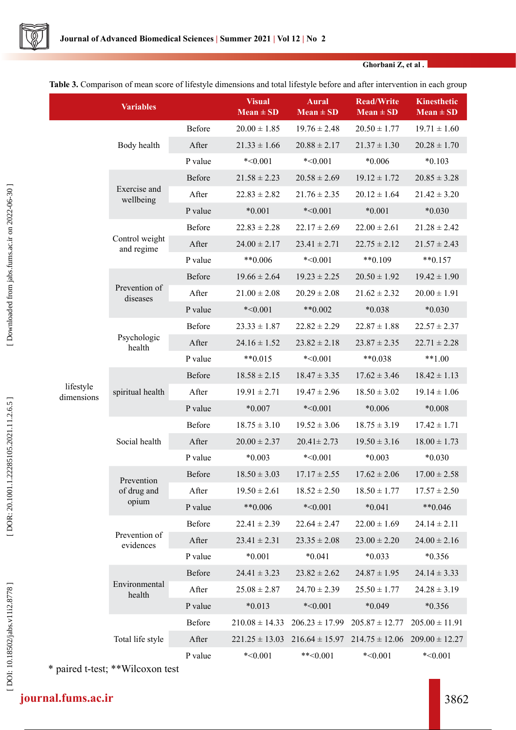**Table 3.** Comparison of mean score of lifestyle dimensions and total lifestyle before and after intervention in each group

| Variables | | | Visual Mean ± SD | Aural Mean ± SD | Read/Write Mean ± SD | Kinesthetic Mean ± SD |
|---|---|---|---|---|---|---|
| lifestyle dimensions | Body health | Before | 20.00 ± 1.85 | 19.76 ± 2.48 | 20.50 ± 1.77 | 19.71 ± 1.60 |
| | | After | 21.33 ± 1.66 | 20.88 ± 2.17 | 21.37 ± 1.30 | 20.28 ± 1.70 |
| | | P value | *<0.001 | *<0.001 | *0.006 | *0.103 |
| | Exercise and wellbeing | Before | 21.58 ± 2.23 | 20.58 ± 2.69 | 19.12 ± 1.72 | 20.85 ± 3.28 |
| | | After | 22.83 ± 2.82 | 21.76 ± 2.35 | 20.12 ± 1.64 | 21.42 ± 3.20 |
| | | P value | *0.001 | *<0.001 | *0.001 | *0.030 |
| | Control weight and regime | Before | 22.83 ± 2.28 | 22.17 ± 2.69 | 22.00 ± 2.61 | 21.28 ± 2.42 |
| | | After | 24.00 ± 2.17 | 23.41 ± 2.71 | 22.75 ± 2.12 | 21.57 ± 2.43 |
| | | P value | **0.006 | *<0.001 | **0.109 | **0.157 |
| | Prevention of diseases | Before | 19.66 ± 2.64 | 19.23 ± 2.25 | 20.50 ± 1.92 | 19.42 ± 1.90 |
| | | After | 21.00 ± 2.08 | 20.29 ± 2.08 | 21.62 ± 2.32 | 20.00 ± 1.91 |
| | | P value | *<0.001 | **0.002 | *0.038 | *0.030 |
| | Psychologic health | Before | 23.33 ± 1.87 | 22.82 ± 2.29 | 22.87 ± 1.88 | 22.57 ± 2.37 |
| | | After | 24.16 ± 1.52 | 23.82 ± 2.18 | 23.87 ± 2.35 | 22.71 ± 2.28 |
| | | P value | **0.015 | *<0.001 | **0.038 | **1.00 |
| | spiritual health | Before | 18.58 ± 2.15 | 18.47 ± 3.35 | 17.62 ± 3.46 | 18.42 ± 1.13 |
| | | After | 19.91 ± 2.71 | 19.47 ± 2.96 | 18.50 ± 3.02 | 19.14 ± 1.06 |
| | | P value | *0.007 | *<0.001 | *0.006 | *0.008 |
| | Social health | Before | 18.75 ± 3.10 | 19.52 ± 3.06 | 18.75 ± 3.19 | 17.42 ± 1.71 |
| | | After | 20.00 ± 2.37 | 20.41± 2.73 | 19.50 ± 3.16 | 18.00 ± 1.73 |
| | | P value | *0.003 | *<0.001 | *0.003 | *0.030 |
| | Prevention of drug and opium | Before | 18.50 ± 3.03 | 17.17 ± 2.55 | 17.62 ± 2.06 | 17.00 ± 2.58 |
| | | After | 19.50 ± 2.61 | 18.52 ± 2.50 | 18.50 ± 1.77 | 17.57 ± 2.50 |
| | | P value | **0.006 | *<0.001 | *0.041 | **0.046 |
| | Prevention of evidences | Before | 22.41 ± 2.39 | 22.64 ± 2.47 | 22.00 ± 1.69 | 24.14 ± 2.11 |
| | | After | 23.41 ± 2.31 | 23.35 ± 2.08 | 23.00 ± 2.20 | 24.00 ± 2.16 |
| | | P value | *0.001 | *0.041 | *0.033 | *0.356 |
| | Environmental health | Before | 24.41 ± 3.23 | 23.82 ± 2.62 | 24.87 ± 1.95 | 24.14 ± 3.33 |
| | | After | 25.08 ± 2.87 | 24.70 ± 2.39 | 25.50 ± 1.77 | 24.28 ± 3.19 |
| | | P value | *0.013 | *<0.001 | *0.049 | *0.356 |
| | Total life style | Before | 210.08 ± 14.33 | 206.23 ± 17.99 | 205.87 ± 12.77 | 205.00 ± 11.91 |
| | | After | 221.25 ± 13.03 | 216.64 ± 15.97 | 214.75 ± 12.06 | 209.00 ± 12.27 |
| | | P value | *<0.001 | **<0.001 | *<0.001 | *<0.001 |

* paired t-test; **Wilcoxon test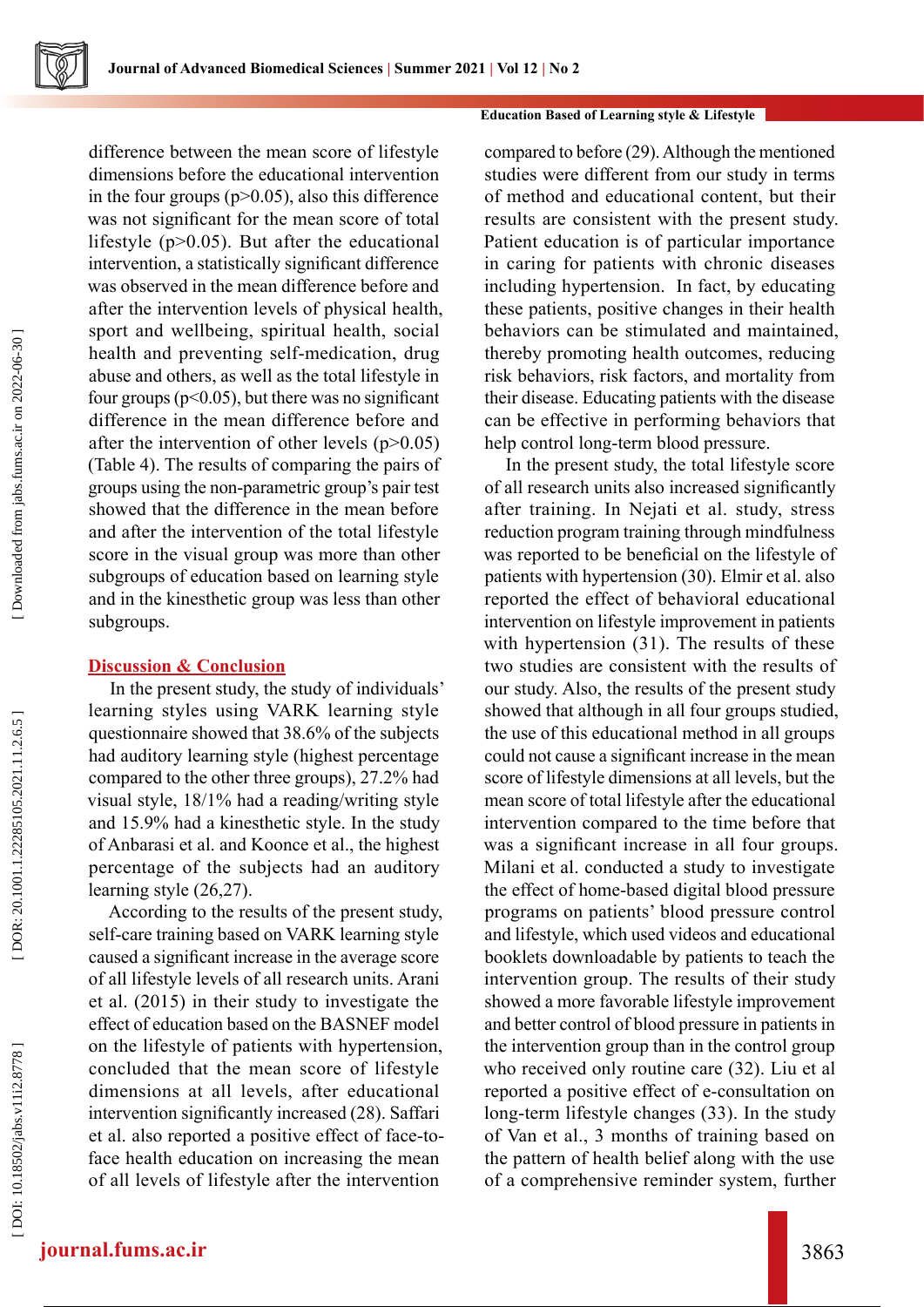difference between the mean score of lifestyle dimensions before the educational intervention in the four groups ($p>0.05$), also this difference was not significant for the mean score of total lifestyle ($p>0.05$). But after the educational intervention, a statistically significant difference was observed in the mean difference before and after the intervention levels of physical health, sport and wellbeing, spiritual health, social health and preventing self-medication, drug abuse and others, as well as the total lifestyle in four groups ($p<0.05$), but there was no significant difference in the mean difference before and after the intervention of other levels ($p>0.05$) (Table 4). The results of comparing the pairs of groups using the non-parametric group's pair test showed that the difference in the mean before and after the intervention of the total lifestyle score in the visual group was more than other subgroups of education based on learning style and in the kinesthetic group was less than other subgroups.

## Discussion & Conclusion

In the present study, the study of individuals' learning styles using VARK learning style questionnaire showed that 38.6% of the subjects had auditory learning style (highest percentage compared to the other three groups), 27.2% had visual style, 18/1% had a reading/writing style and 15.9% had a kinesthetic style. In the study of Anbarasi et al. and Koonce et al., the highest percentage of the subjects had an auditory learning style (26,27).

According to the results of the present study, self-care training based on VARK learning style caused a significant increase in the average score of all lifestyle levels of all research units. Arani et al. (2015) in their study to investigate the effect of education based on the BASNEF model on the lifestyle of patients with hypertension, concluded that the mean score of lifestyle dimensions at all levels, after educational intervention significantly increased (28). Saffari et al. also reported a positive effect of face-to-face health education on increasing the mean of all levels of lifestyle after the intervention compared to before (29). Although the mentioned studies were different from our study in terms of method and educational content, but their results are consistent with the present study. Patient education is of particular importance in caring for patients with chronic diseases including hypertension. In fact, by educating these patients, positive changes in their health behaviors can be stimulated and maintained, thereby promoting health outcomes, reducing risk behaviors, risk factors, and mortality from their disease. Educating patients with the disease can be effective in performing behaviors that help control long-term blood pressure.

In the present study, the total lifestyle score of all research units also increased significantly after training. In Nejati et al. study, stress reduction program training through mindfulness was reported to be beneficial on the lifestyle of patients with hypertension (30). Elmir et al. also reported the effect of behavioral educational intervention on lifestyle improvement in patients with hypertension (31). The results of these two studies are consistent with the results of our study. Also, the results of the present study showed that although in all four groups studied, the use of this educational method in all groups could not cause a significant increase in the mean score of lifestyle dimensions at all levels, but the mean score of total lifestyle after the educational intervention compared to the time before that was a significant increase in all four groups. Milani et al. conducted a study to investigate the effect of home-based digital blood pressure programs on patients' blood pressure control and lifestyle, which used videos and educational booklets downloadable by patients to teach the intervention group. The results of their study showed a more favorable lifestyle improvement and better control of blood pressure in patients in the intervention group than in the control group who received only routine care (32). Liu et al reported a positive effect of e-consultation on long-term lifestyle changes (33). In the study of Van et al., 3 months of training based on the pattern of health belief along with the use of a comprehensive reminder system, further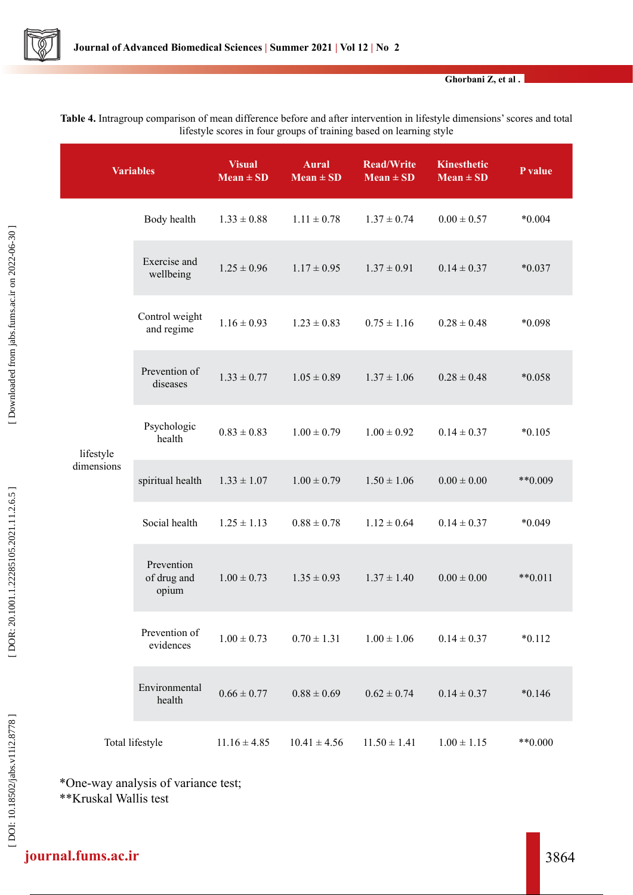**Table 4.** Intragroup comparison of mean difference before and after intervention in lifestyle dimensions' scores and total lifestyle scores in four groups of training based on learning style

| Variables | | Visual Mean ± SD | Aural Mean ± SD | Read/Write Mean ± SD | Kinesthetic Mean ± SD | P value |
|---|---|---|---|---|---|---|
| lifestyle dimensions | Body health | 1.33 ± 0.88 | 1.11 ± 0.78 | 1.37 ± 0.74 | 0.00 ± 0.57 | *0.004 |
| | Exercise and wellbeing | 1.25 ± 0.96 | 1.17 ± 0.95 | 1.37 ± 0.91 | 0.14 ± 0.37 | *0.037 |
| | Control weight and regime | 1.16 ± 0.93 | 1.23 ± 0.83 | 0.75 ± 1.16 | 0.28 ± 0.48 | *0.098 |
| | Prevention of diseases | 1.33 ± 0.77 | 1.05 ± 0.89 | 1.37 ± 1.06 | 0.28 ± 0.48 | *0.058 |
| | Psychologic health | 0.83 ± 0.83 | 1.00 ± 0.79 | 1.00 ± 0.92 | 0.14 ± 0.37 | *0.105 |
| | spiritual health | 1.33 ± 1.07 | 1.00 ± 0.79 | 1.50 ± 1.06 | 0.00 ± 0.00 | **0.009 |
| | Social health | 1.25 ± 1.13 | 0.88 ± 0.78 | 1.12 ± 0.64 | 0.14 ± 0.37 | *0.049 |
| | Prevention of drug and opium | 1.00 ± 0.73 | 1.35 ± 0.93 | 1.37 ± 1.40 | 0.00 ± 0.00 | **0.011 |
| | Prevention of evidences | 1.00 ± 0.73 | 0.70 ± 1.31 | 1.00 ± 1.06 | 0.14 ± 0.37 | *0.112 |
| | Environmental health | 0.66 ± 0.77 | 0.88 ± 0.69 | 0.62 ± 0.74 | 0.14 ± 0.37 | *0.146 |
| Total lifestyle | | 11.16 ± 4.85 | 10.41 ± 4.56 | 11.50 ± 1.41 | 1.00 ± 1.15 | **0.000 |

*One-way analysis of variance test;
**Kruskal Wallis test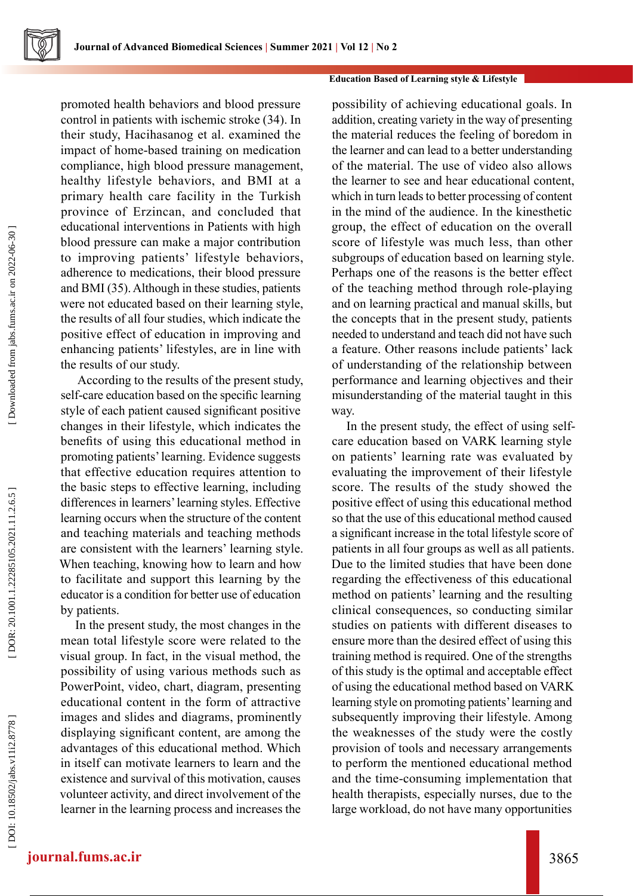promoted health behaviors and blood pressure control in patients with ischemic stroke (34). In their study, Hacihasanog et al. examined the impact of home-based training on medication compliance, high blood pressure management, healthy lifestyle behaviors, and BMI at a primary health care facility in the Turkish province of Erzincan, and concluded that educational interventions in Patients with high blood pressure can make a major contribution to improving patients' lifestyle behaviors, adherence to medications, their blood pressure and BMI (35). Although in these studies, patients were not educated based on their learning style, the results of all four studies, which indicate the positive effect of education in improving and enhancing patients' lifestyles, are in line with the results of our study.

According to the results of the present study, self-care education based on the specific learning style of each patient caused significant positive changes in their lifestyle, which indicates the benefits of using this educational method in promoting patients' learning. Evidence suggests that effective education requires attention to the basic steps to effective learning, including differences in learners' learning styles. Effective learning occurs when the structure of the content and teaching materials and teaching methods are consistent with the learners' learning style. When teaching, knowing how to learn and how to facilitate and support this learning by the educator is a condition for better use of education by patients.

In the present study, the most changes in the mean total lifestyle score were related to the visual group. In fact, in the visual method, the possibility of using various methods such as PowerPoint, video, chart, diagram, presenting educational content in the form of attractive images and slides and diagrams, prominently displaying significant content, are among the advantages of this educational method. Which in itself can motivate learners to learn and the existence and survival of this motivation, causes volunteer activity, and direct involvement of the learner in the learning process and increases the possibility of achieving educational goals. In addition, creating variety in the way of presenting the material reduces the feeling of boredom in the learner and can lead to a better understanding of the material. The use of video also allows the learner to see and hear educational content, which in turn leads to better processing of content in the mind of the audience. In the kinesthetic group, the effect of education on the overall score of lifestyle was much less, than other subgroups of education based on learning style. Perhaps one of the reasons is the better effect of the teaching method through role-playing and on learning practical and manual skills, but the concepts that in the present study, patients needed to understand and teach did not have such a feature. Other reasons include patients' lack of understanding of the relationship between performance and learning objectives and their misunderstanding of the material taught in this way.

In the present study, the effect of using self-care education based on VARK learning style on patients' learning rate was evaluated by evaluating the improvement of their lifestyle score. The results of the study showed the positive effect of using this educational method so that the use of this educational method caused a significant increase in the total lifestyle score of patients in all four groups as well as all patients. Due to the limited studies that have been done regarding the effectiveness of this educational method on patients' learning and the resulting clinical consequences, so conducting similar studies on patients with different diseases to ensure more than the desired effect of using this training method is required. One of the strengths of this study is the optimal and acceptable effect of using the educational method based on VARK learning style on promoting patients' learning and subsequently improving their lifestyle. Among the weaknesses of the study were the costly provision of tools and necessary arrangements to perform the mentioned educational method and the time-consuming implementation that health therapists, especially nurses, due to the large workload, do not have many opportunities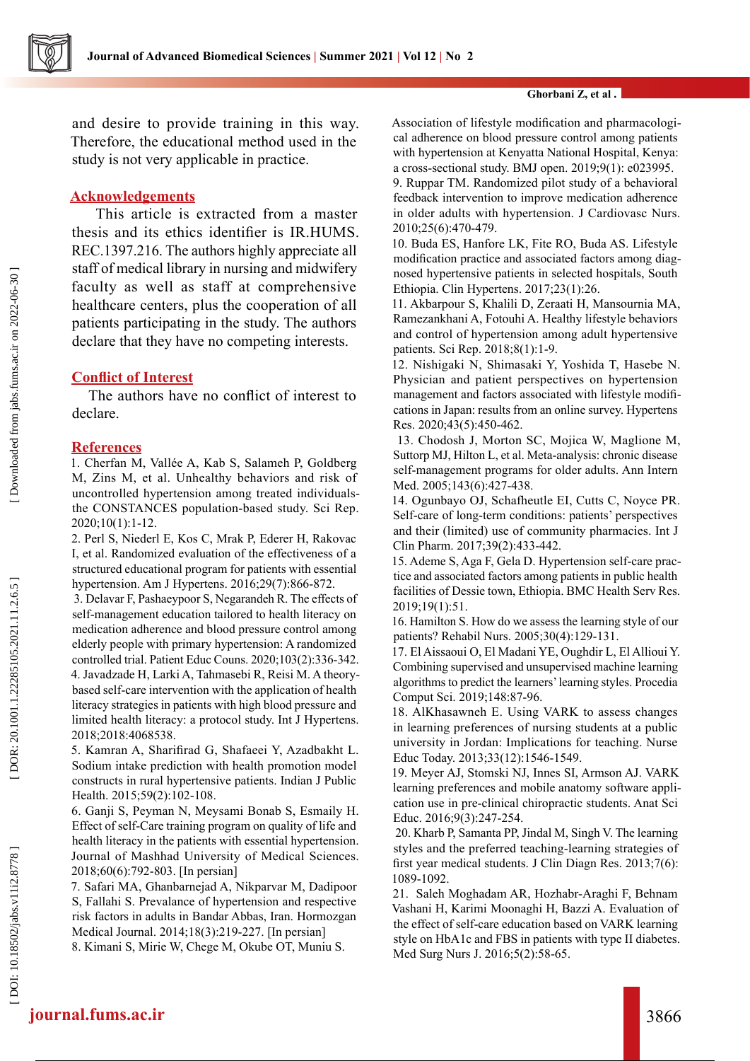and desire to provide training in this way. Therefore, the educational method used in the study is not very applicable in practice.

## Acknowledgements

This article is extracted from a master thesis and its ethics identifier is IR.HUMS.REC.1397.216. The authors highly appreciate all staff of medical library in nursing and midwifery faculty as well as staff at comprehensive healthcare centers, plus the cooperation of all patients participating in the study. The authors declare that they have no competing interests.

## Conflict of Interest

The authors have no conflict of interest to declare.

## References

1. Cherfan M, Vallée A, Kab S, Salameh P, Goldberg M, Zins M, et al. Unhealthy behaviors and risk of uncontrolled hypertension among treated individuals-the CONSTANCES population-based study. Sci Rep. 2020;10(1):1-12.
2. Perl S, Niederl E, Kos C, Mrak P, Ederer H, Rakovac I, et al. Randomized evaluation of the effectiveness of a structured educational program for patients with essential hypertension. Am J Hypertens. 2016;29(7):866-872.
3. Delavar F, Pashaeypoor S, Negarandeh R. The effects of self-management education tailored to health literacy on medication adherence and blood pressure control among elderly people with primary hypertension: A randomized controlled trial. Patient Educ Couns. 2020;103(2):336-342.
4. Javadzade H, Larki A, Tahmasebi R, Reisi M. A theory-based self-care intervention with the application of health literacy strategies in patients with high blood pressure and limited health literacy: a protocol study. Int J Hypertens. 2018;2018:4068538.
5. Kamran A, Sharifirad G, Shafaeei Y, Azadbakht L. Sodium intake prediction with health promotion model constructs in rural hypertensive patients. Indian J Public Health. 2015;59(2):102-108.
6. Ganji S, Peyman N, Meysami Bonab S, Esmaily H. Effect of self-Care training program on quality of life and health literacy in the patients with essential hypertension. Journal of Mashhad University of Medical Sciences. 2018;60(6):792-803. [In persian]
7. Safari MA, Ghanbarnejad A, Nikparvar M, Dadipoor S, Fallahi S. Prevalance of hypertension and respective risk factors in adults in Bandar Abbas, Iran. Hormozgan Medical Journal. 2014;18(3):219-227. [In persian]
8. Kimani S, Mirie W, Chege M, Okube OT, Muniu S. Association of lifestyle modification and pharmacological adherence on blood pressure control among patients with hypertension at Kenyatta National Hospital, Kenya: a cross-sectional study. BMJ open. 2019;9(1): e023995.
9. Ruppar TM. Randomized pilot study of a behavioral feedback intervention to improve medication adherence in older adults with hypertension. J Cardiovasc Nurs. 2010;25(6):470-479.
10. Buda ES, Hanfore LK, Fite RO, Buda AS. Lifestyle modification practice and associated factors among diagnosed hypertensive patients in selected hospitals, South Ethiopia. Clin Hypertens. 2017;23(1):26.
11. Akbarpour S, Khalili D, Zeraati H, Mansournia MA, Ramezankhani A, Fotouhi A. Healthy lifestyle behaviors and control of hypertension among adult hypertensive patients. Sci Rep. 2018;8(1):1-9.
12. Nishigaki N, Shimasaki Y, Yoshida T, Hasebe N. Physician and patient perspectives on hypertension management and factors associated with lifestyle modifications in Japan: results from an online survey. Hypertens Res. 2020;43(5):450-462.
13. Chodosh J, Morton SC, Mojica W, Maglione M, Suttorp MJ, Hilton L, et al. Meta-analysis: chronic disease self-management programs for older adults. Ann Intern Med. 2005;143(6):427-438.
14. Ogunbayo OJ, Schafheutle EI, Cutts C, Noyce PR. Self-care of long-term conditions: patients' perspectives and their (limited) use of community pharmacies. Int J Clin Pharm. 2017;39(2):433-442.
15. Ademe S, Aga F, Gela D. Hypertension self-care practice and associated factors among patients in public health facilities of Dessie town, Ethiopia. BMC Health Serv Res. 2019;19(1):51.
16. Hamilton S. How do we assess the learning style of our patients? Rehabil Nurs. 2005;30(4):129-131.
17. El Aissaoui O, El Madani YE, Oughdir L, El Allioui Y. Combining supervised and unsupervised machine learning algorithms to predict the learners' learning styles. Procedia Comput Sci. 2019;148:87-96.
18. AlKhasawneh E. Using VARK to assess changes in learning preferences of nursing students at a public university in Jordan: Implications for teaching. Nurse Educ Today. 2013;33(12):1546-1549.
19. Meyer AJ, Stomski NJ, Innes SI, Armson AJ. VARK learning preferences and mobile anatomy software application use in pre-clinical chiropractic students. Anat Sci Educ. 2016;9(3):247-254.
20. Kharb P, Samanta PP, Jindal M, Singh V. The learning styles and the preferred teaching-learning strategies of first year medical students. J Clin Diagn Res. 2013;7(6):1089-1092.
21. Saleh Moghadam AR, Hozhabr-Araghi F, Behnam Vashani H, Karimi Moonaghi H, Bazzi A. Evaluation of the effect of self-care education based on VARK learning style on HbA1c and FBS in patients with type II diabetes. Med Surg Nurs J. 2016;5(2):58-65.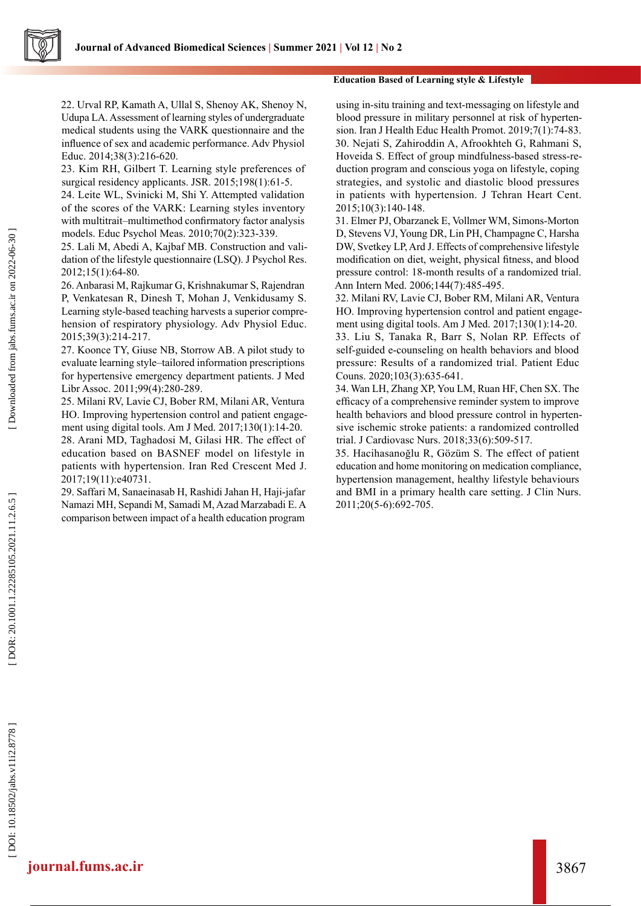22. Urval RP, Kamath A, Ullal S, Shenoy AK, Shenoy N, Udupa LA. Assessment of learning styles of undergraduate medical students using the VARK questionnaire and the influence of sex and academic performance. Adv Physiol Educ. 2014;38(3):216-620.
23. Kim RH, Gilbert T. Learning style preferences of surgical residency applicants. JSR. 2015;198(1):61-5.
24. Leite WL, Svinicki M, Shi Y. Attempted validation of the scores of the VARK: Learning styles inventory with multitrait–multimethod confirmatory factor analysis models. Educ Psychol Meas. 2010;70(2):323-339.
25. Lali M, Abedi A, Kajbaf MB. Construction and validation of the lifestyle questionnaire (LSQ). J Psychol Res. 2012;15(1):64-80.
26. Anbarasi M, Rajkumar G, Krishnakumar S, Rajendran P, Venkatesan R, Dinesh T, Mohan J, Venkidusamy S. Learning style-based teaching harvests a superior comprehension of respiratory physiology. Adv Physiol Educ. 2015;39(3):214-217.
27. Koonce TY, Giuse NB, Storrow AB. A pilot study to evaluate learning style–tailored information prescriptions for hypertensive emergency department patients. J Med Libr Assoc. 2011;99(4):280-289.
25. Milani RV, Lavie CJ, Bober RM, Milani AR, Ventura HO. Improving hypertension control and patient engagement using digital tools. Am J Med. 2017;130(1):14-20.
28. Arani MD, Taghadosi M, Gilasi HR. The effect of education based on BASNEF model on lifestyle in patients with hypertension. Iran Red Crescent Med J. 2017;19(11):e40731.
29. Saffari M, Sanaeinasab H, Rashidi Jahan H, Haji-jafar Namazi MH, Sepandi M, Samadi M, Azad Marzabadi E. A comparison between impact of a health education program using in-situ training and text-messaging on lifestyle and blood pressure in military personnel at risk of hypertension. Iran J Health Educ Health Promot. 2019;7(1):74-83.
30. Nejati S, Zahiroddin A, Afrookhteh G, Rahmani S, Hoveida S. Effect of group mindfulness-based stress-reduction program and conscious yoga on lifestyle, coping strategies, and systolic and diastolic blood pressures in patients with hypertension. J Tehran Heart Cent. 2015;10(3):140-148.
31. Elmer PJ, Obarzanek E, Vollmer WM, Simons-Morton D, Stevens VJ, Young DR, Lin PH, Champagne C, Harsha DW, Svetkey LP, Ard J. Effects of comprehensive lifestyle modification on diet, weight, physical fitness, and blood pressure control: 18-month results of a randomized trial. Ann Intern Med. 2006;144(7):485-495.
32. Milani RV, Lavie CJ, Bober RM, Milani AR, Ventura HO. Improving hypertension control and patient engagement using digital tools. Am J Med. 2017;130(1):14-20.
33. Liu S, Tanaka R, Barr S, Nolan RP. Effects of self-guided e-counseling on health behaviors and blood pressure: Results of a randomized trial. Patient Educ Couns. 2020;103(3):635-641.
34. Wan LH, Zhang XP, You LM, Ruan HF, Chen SX. The efficacy of a comprehensive reminder system to improve health behaviors and blood pressure control in hypertensive ischemic stroke patients: a randomized controlled trial. J Cardiovasc Nurs. 2018;33(6):509-517.
35. Hacihasanoğlu R, Gözüm S. The effect of patient education and home monitoring on medication compliance, hypertension management, healthy lifestyle behaviours and BMI in a primary health care setting. J Clin Nurs. 2011;20(5-6):692-705.